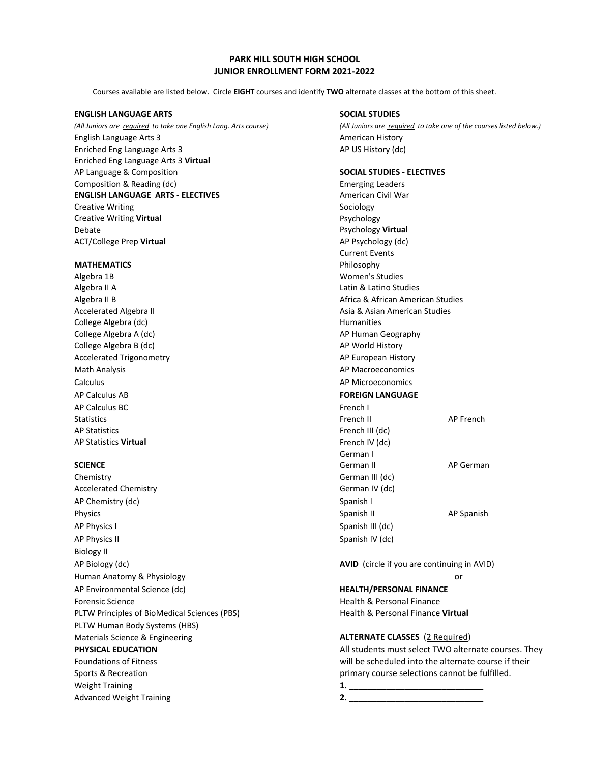# PARK HILL SOUTH HIGH SCHOOL
## JUNIOR ENROLLMENT FORM 2021-2022

Courses available are listed below. Circle **EIGHT** courses and identify **TWO** alternate classes at the bottom of this sheet.

### ENGLISH LANGUAGE ARTS

*(All Juniors are required to take one English Lang. Arts course)*

English Language Arts 3
Enriched Eng Language Arts 3
Enriched Eng Language Arts 3 **Virtual**
AP Language & Composition
Composition & Reading (dc)

### ENGLISH LANGUAGE ARTS - ELECTIVES

Creative Writing
Creative Writing **Virtual**
Debate
ACT/College Prep **Virtual**

### MATHEMATICS

Algebra 1B
Algebra II A
Algebra II B
Accelerated Algebra II
College Algebra (dc)
College Algebra A (dc)
College Algebra B (dc)
Accelerated Trigonometry
Math Analysis
Calculus
AP Calculus AB
AP Calculus BC
Statistics
AP Statistics
AP Statistics **Virtual**

### SCIENCE

Chemistry
Accelerated Chemistry
AP Chemistry (dc)
Physics
AP Physics I
AP Physics II
Biology II
AP Biology (dc)
Human Anatomy & Physiology
AP Environmental Science (dc)
Forensic Science
PLTW Principles of BioMedical Sciences (PBS)
PLTW Human Body Systems (HBS)
Materials Science & Engineering

### PHYSICAL EDUCATION

Foundations of Fitness
Sports & Recreation
Weight Training
Advanced Weight Training

### SOCIAL STUDIES

*(All Juniors are required to take one of the courses listed below.)*

American History
AP US History (dc)

### SOCIAL STUDIES - ELECTIVES

Emerging Leaders
American Civil War
Sociology
Psychology
Psychology **Virtual**
AP Psychology (dc)
Current Events
Philosophy
Women's Studies
Latin & Latino Studies
Africa & African American Studies
Asia & Asian American Studies
Humanities
AP Human Geography
AP World History
AP European History
AP Macroeconomics
AP Microeconomics

### FOREIGN LANGUAGE

French I
French II | AP French
French III (dc)
French IV (dc)
German I
German II | AP German
German III (dc)
German IV (dc)
Spanish I
Spanish II | AP Spanish
Spanish III (dc)
Spanish IV (dc)

**AVID** (circle if you are continuing in AVID)

or

### HEALTH/PERSONAL FINANCE

Health & Personal Finance
Health & Personal Finance **Virtual**

### ALTERNATE CLASSES (2 Required)

All students must select TWO alternate courses. They will be scheduled into the alternate course if their primary course selections cannot be fulfilled.

**1.** ____________________________
**2.** ____________________________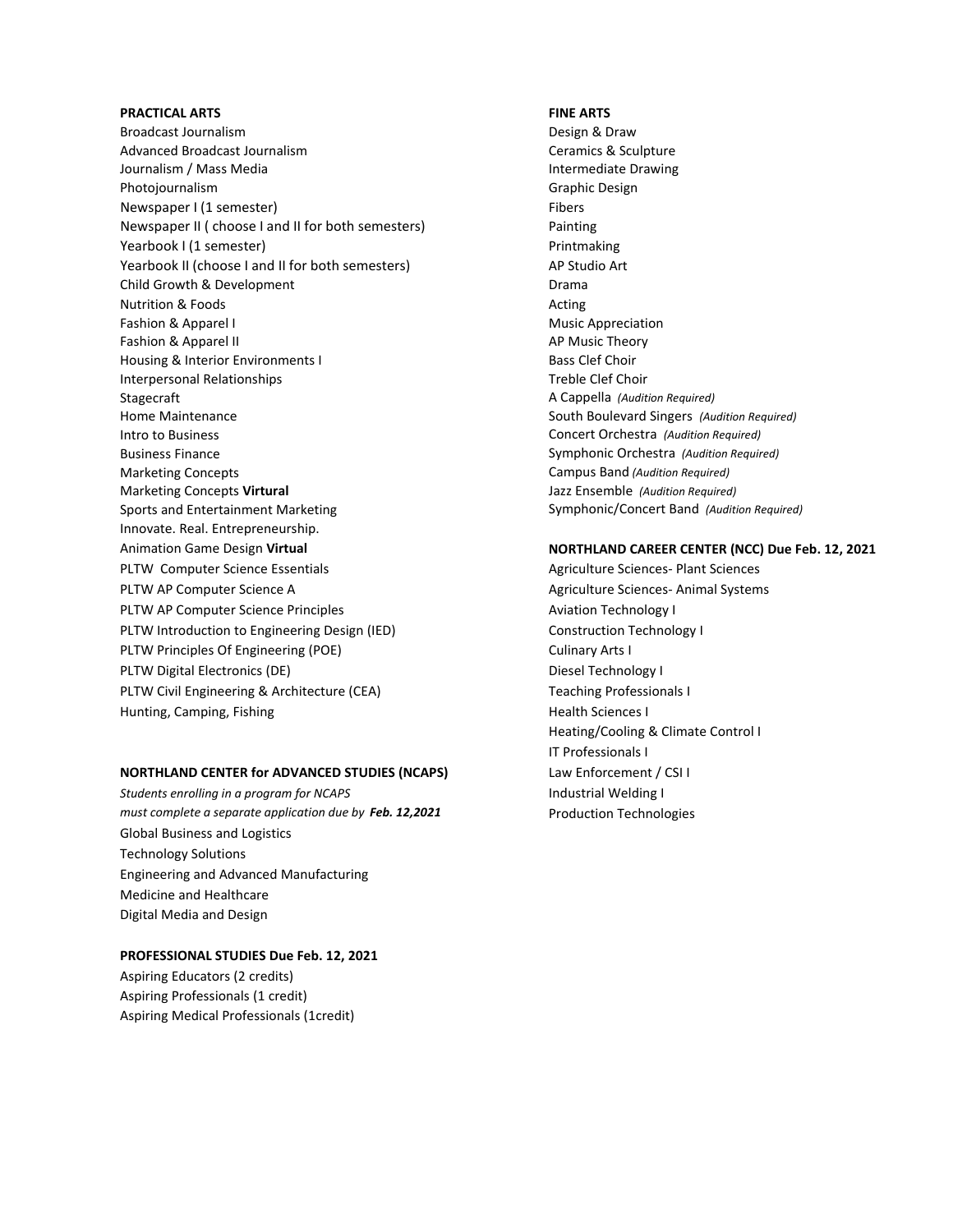**PRACTICAL ARTS**

Broadcast Journalism
Advanced Broadcast Journalism
Journalism / Mass Media
Photojournalism
Newspaper I (1 semester)
Newspaper II ( choose I and II for both semesters)
Yearbook I (1 semester)
Yearbook II (choose I and II for both semesters)
Child Growth & Development
Nutrition & Foods
Fashion & Apparel I
Fashion & Apparel II
Housing & Interior Environments I
Interpersonal Relationships
Stagecraft
Home Maintenance
Intro to Business
Business Finance
Marketing Concepts
Marketing Concepts **Virtural**
Sports and Entertainment Marketing
Innovate. Real. Entrepreneurship.
Animation Game Design **Virtual**
PLTW Computer Science Essentials
PLTW AP Computer Science A
PLTW AP Computer Science Principles
PLTW Introduction to Engineering Design (IED)
PLTW Principles Of Engineering (POE)
PLTW Digital Electronics (DE)
PLTW Civil Engineering & Architecture (CEA)
Hunting, Camping, Fishing

**NORTHLAND CENTER for ADVANCED STUDIES (NCAPS)**

*Students enrolling in a program for NCAPS must complete a separate application due by **Feb. 12,2021***

Global Business and Logistics
Technology Solutions
Engineering and Advanced Manufacturing
Medicine and Healthcare
Digital Media and Design

**PROFESSIONAL STUDIES Due Feb. 12, 2021**

Aspiring Educators (2 credits)
Aspiring Professionals (1 credit)
Aspiring Medical Professionals (1credit)

**FINE ARTS**

Design & Draw
Ceramics & Sculpture
Intermediate Drawing
Graphic Design
Fibers
Painting
Printmaking
AP Studio Art
Drama
Acting
Music Appreciation
AP Music Theory
Bass Clef Choir
Treble Clef Choir
A Cappella *(Audition Required)*
South Boulevard Singers *(Audition Required)*
Concert Orchestra *(Audition Required)*
Symphonic Orchestra *(Audition Required)*
Campus Band *(Audition Required)*
Jazz Ensemble *(Audition Required)*
Symphonic/Concert Band *(Audition Required)*

**NORTHLAND CAREER CENTER (NCC) Due Feb. 12, 2021**

Agriculture Sciences- Plant Sciences
Agriculture Sciences- Animal Systems
Aviation Technology I
Construction Technology I
Culinary Arts I
Diesel Technology I
Teaching Professionals I
Health Sciences I
Heating/Cooling & Climate Control I
IT Professionals I
Law Enforcement / CSI I
Industrial Welding I
Production Technologies